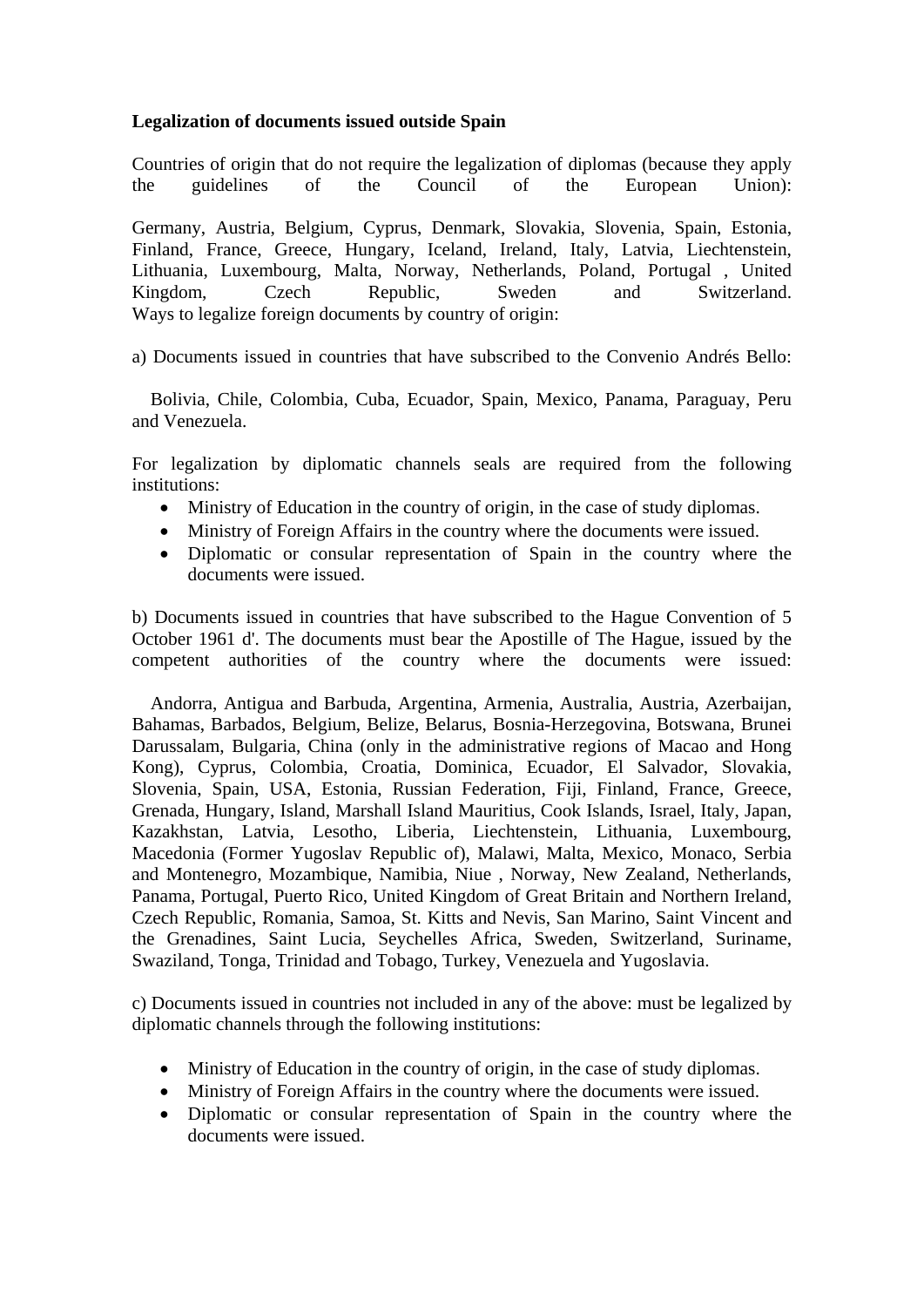**Legalization of documents issued outside Spain**

Countries of origin that do not require the legalization of diplomas (because they apply the guidelines of the Council of the European Union):

Germany, Austria, Belgium, Cyprus, Denmark, Slovakia, Slovenia, Spain, Estonia, Finland, France, Greece, Hungary, Iceland, Ireland, Italy, Latvia, Liechtenstein, Lithuania, Luxembourg, Malta, Norway, Netherlands, Poland, Portugal , United Kingdom, Czech Republic, Sweden and Switzerland.
Ways to legalize foreign documents by country of origin:

a) Documents issued in countries that have subscribed to the Convenio Andrés Bello:

Bolivia, Chile, Colombia, Cuba, Ecuador, Spain, Mexico, Panama, Paraguay, Peru and Venezuela.

For legalization by diplomatic channels seals are required from the following institutions:

- Ministry of Education in the country of origin, in the case of study diplomas.
- Ministry of Foreign Affairs in the country where the documents were issued.
- Diplomatic or consular representation of Spain in the country where the documents were issued.

b) Documents issued in countries that have subscribed to the Hague Convention of 5 October 1961 d'. The documents must bear the Apostille of The Hague, issued by the competent authorities of the country where the documents were issued:

Andorra, Antigua and Barbuda, Argentina, Armenia, Australia, Austria, Azerbaijan, Bahamas, Barbados, Belgium, Belize, Belarus, Bosnia-Herzegovina, Botswana, Brunei Darussalam, Bulgaria, China (only in the administrative regions of Macao and Hong Kong), Cyprus, Colombia, Croatia, Dominica, Ecuador, El Salvador, Slovakia, Slovenia, Spain, USA, Estonia, Russian Federation, Fiji, Finland, France, Greece, Grenada, Hungary, Island, Marshall Island Mauritius, Cook Islands, Israel, Italy, Japan, Kazakhstan, Latvia, Lesotho, Liberia, Liechtenstein, Lithuania, Luxembourg, Macedonia (Former Yugoslav Republic of), Malawi, Malta, Mexico, Monaco, Serbia and Montenegro, Mozambique, Namibia, Niue , Norway, New Zealand, Netherlands, Panama, Portugal, Puerto Rico, United Kingdom of Great Britain and Northern Ireland, Czech Republic, Romania, Samoa, St. Kitts and Nevis, San Marino, Saint Vincent and the Grenadines, Saint Lucia, Seychelles Africa, Sweden, Switzerland, Suriname, Swaziland, Tonga, Trinidad and Tobago, Turkey, Venezuela and Yugoslavia.

c) Documents issued in countries not included in any of the above: must be legalized by diplomatic channels through the following institutions:

- Ministry of Education in the country of origin, in the case of study diplomas.
- Ministry of Foreign Affairs in the country where the documents were issued.
- Diplomatic or consular representation of Spain in the country where the documents were issued.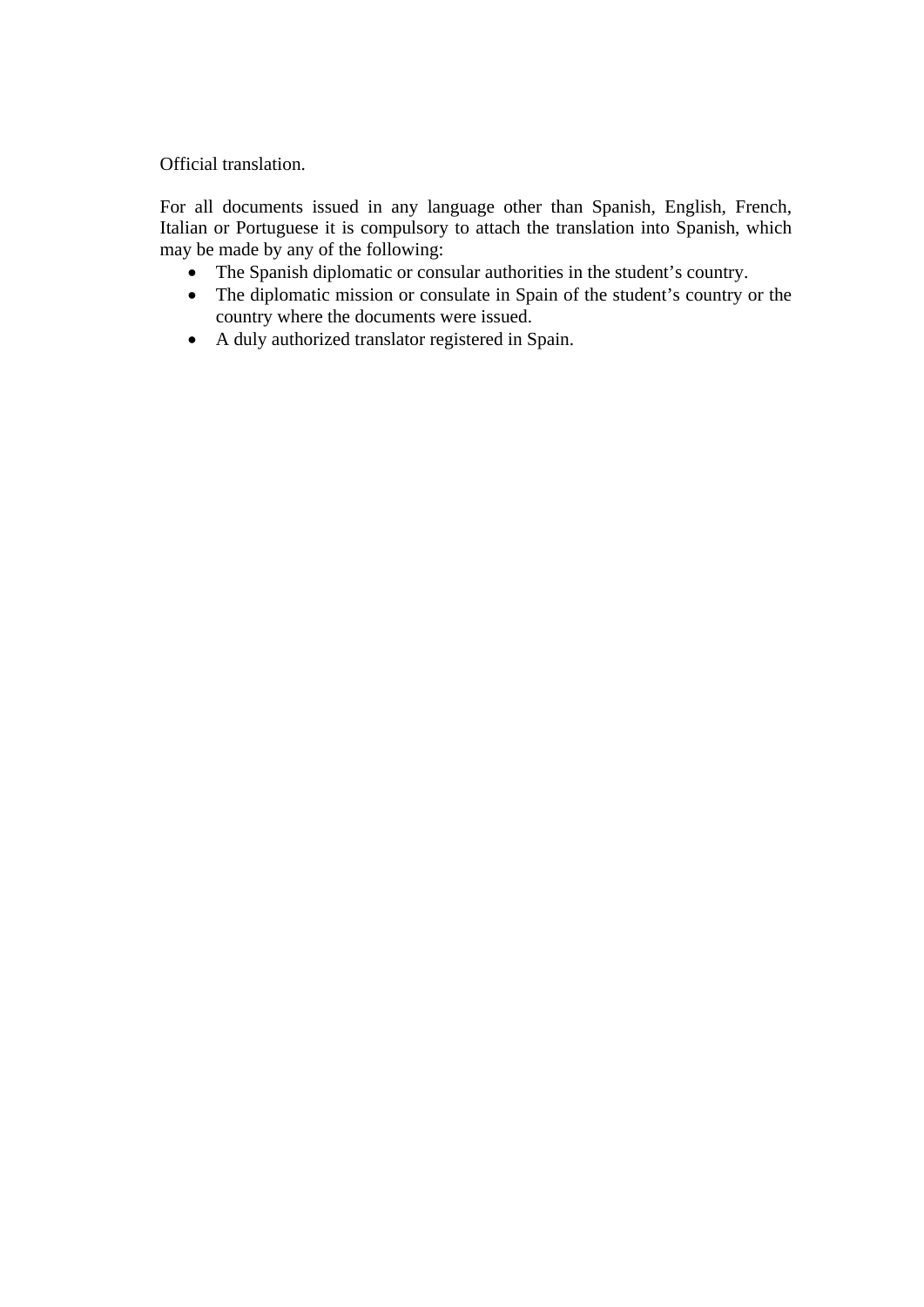Official translation.

For all documents issued in any language other than Spanish, English, French, Italian or Portuguese it is compulsory to attach the translation into Spanish, which may be made by any of the following:

- The Spanish diplomatic or consular authorities in the student's country.
- The diplomatic mission or consulate in Spain of the student's country or the country where the documents were issued.
- A duly authorized translator registered in Spain.